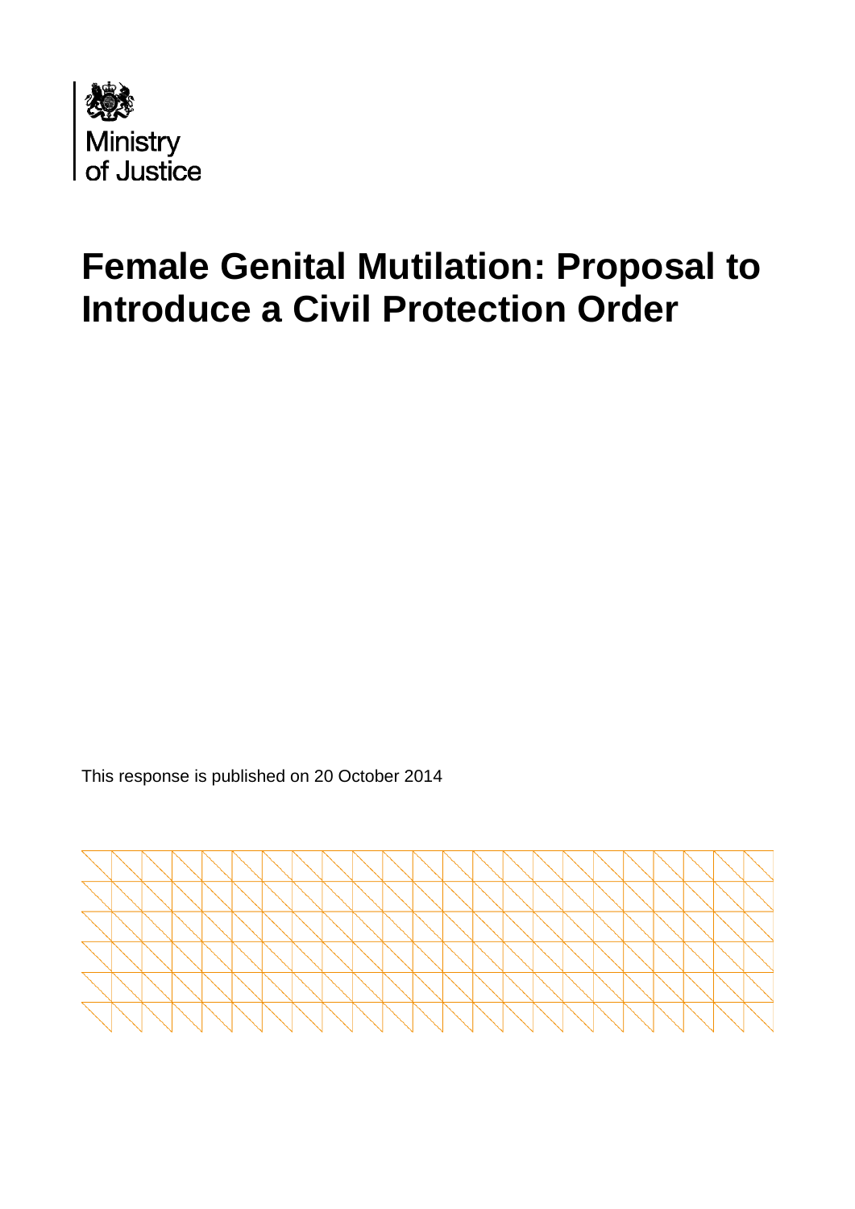Ministry of Justice

# Female Genital Mutilation: Proposal to Introduce a Civil Protection Order

This response is published on 20 October 2014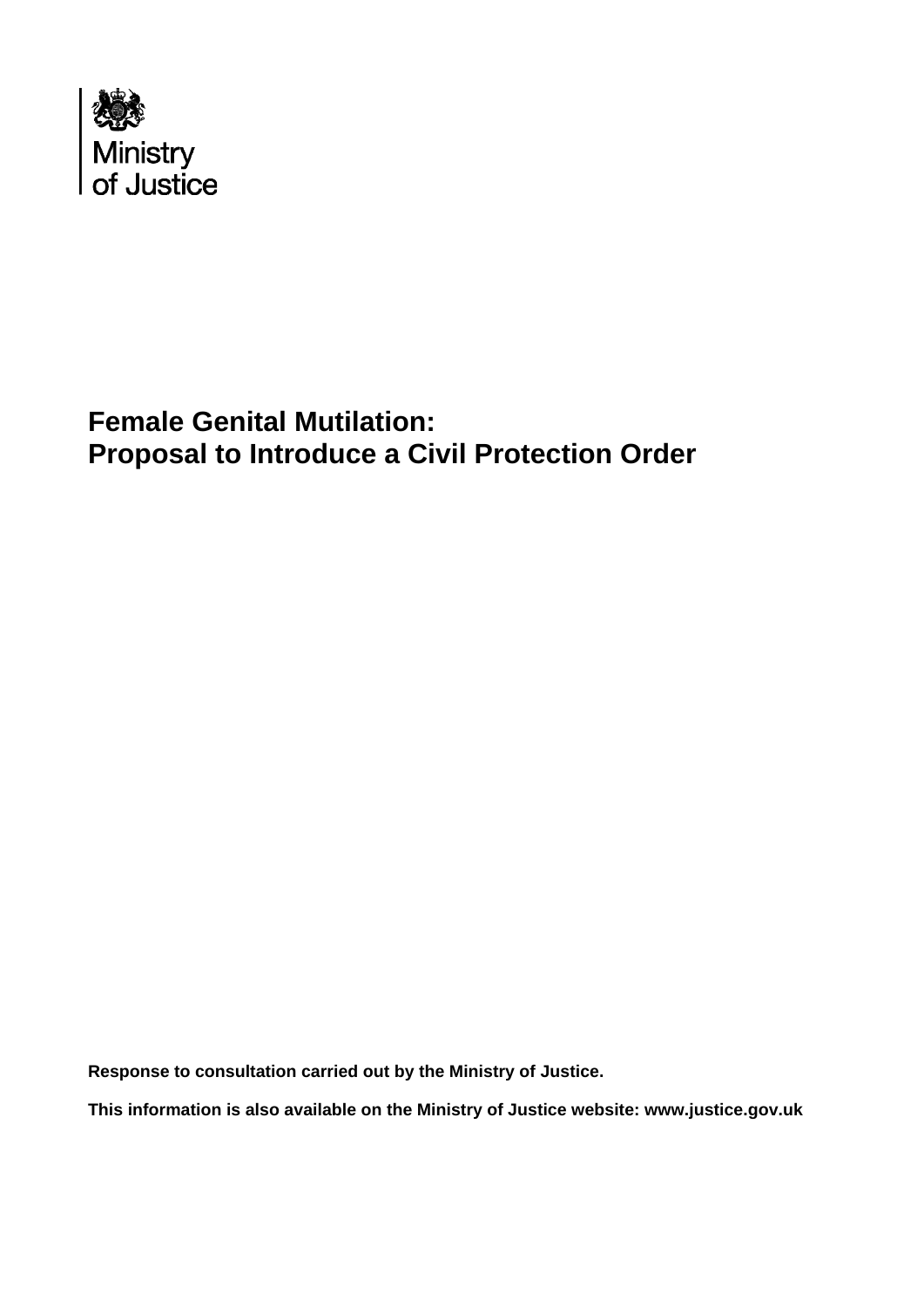Ministry
of Justice

# Female Genital Mutilation: Proposal to Introduce a Civil Protection Order

**Response to consultation carried out by the Ministry of Justice.**

**This information is also available on the Ministry of Justice website: www.justice.gov.uk**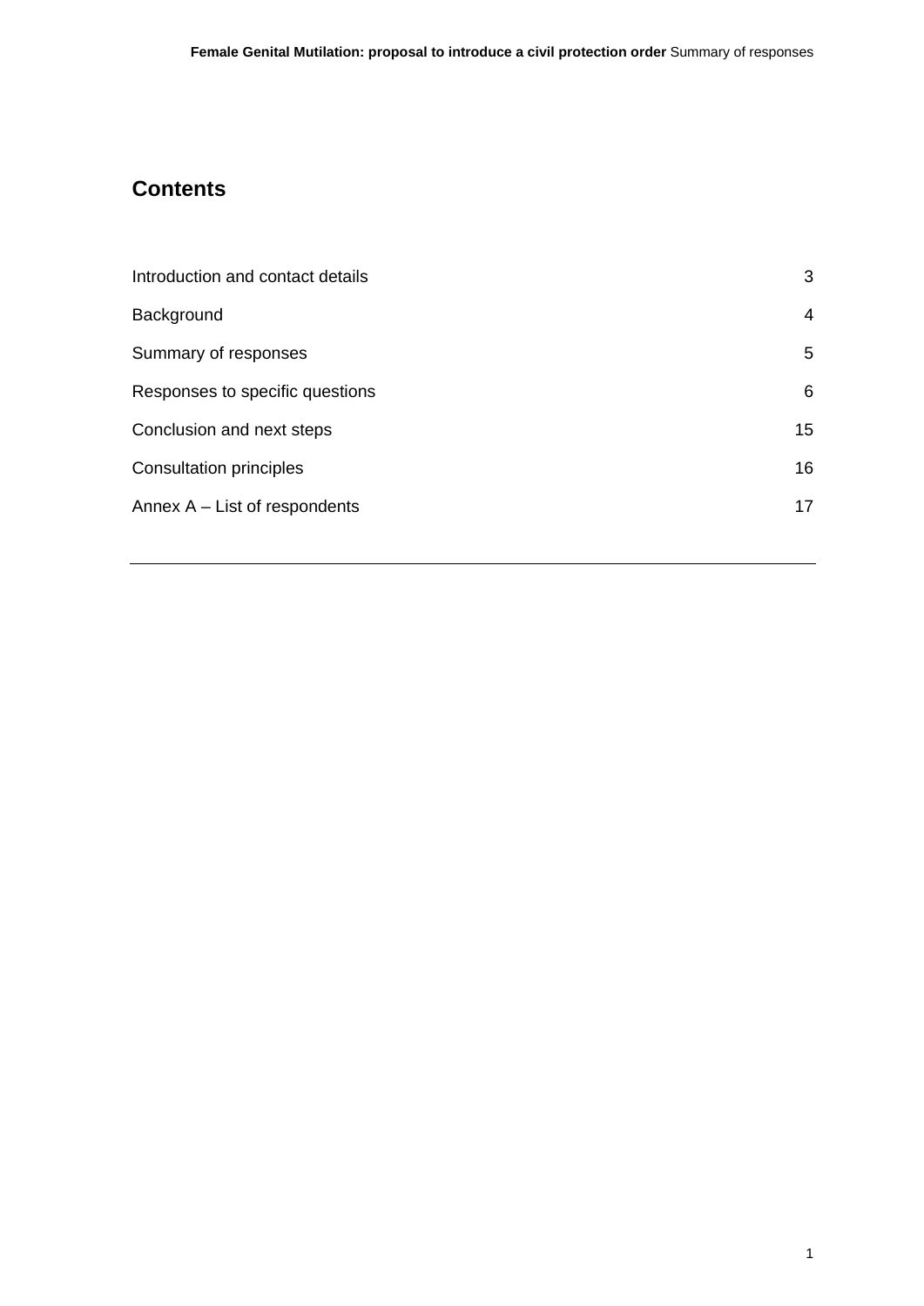## Contents

| | |
|---|---|
| Introduction and contact details | 3 |
| Background | 4 |
| Summary of responses | 5 |
| Responses to specific questions | 6 |
| Conclusion and next steps | 15 |
| Consultation principles | 16 |
| Annex A – List of respondents | 17 |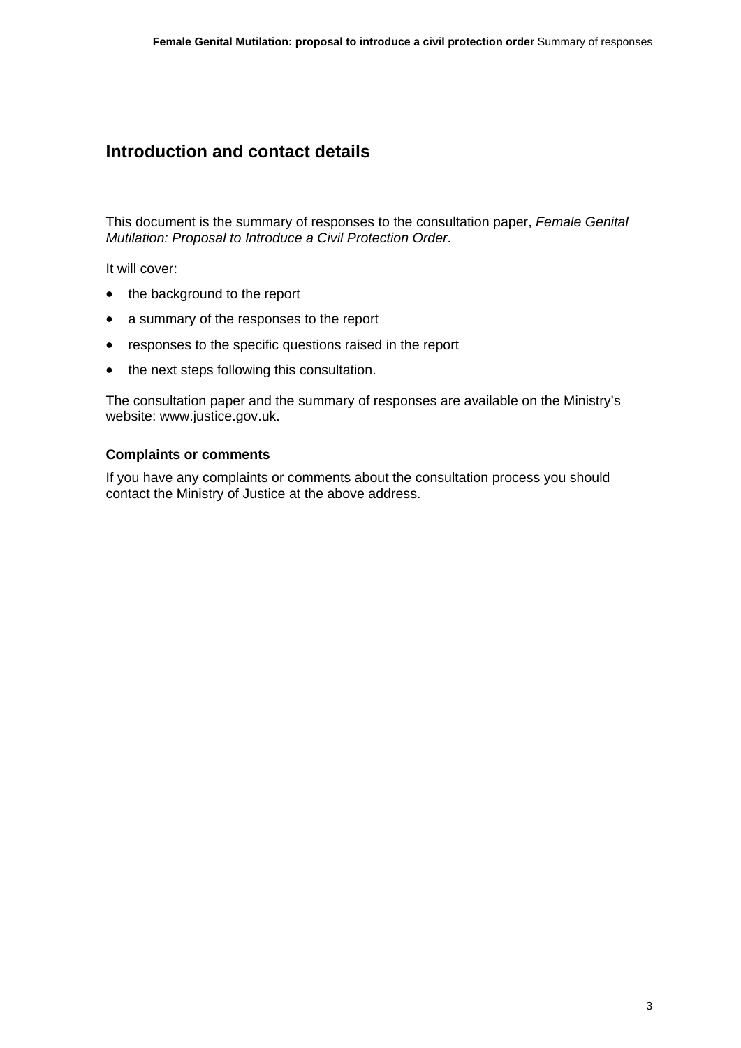## Introduction and contact details

This document is the summary of responses to the consultation paper, *Female Genital Mutilation: Proposal to Introduce a Civil Protection Order*.

It will cover:

- the background to the report
- a summary of the responses to the report
- responses to the specific questions raised in the report
- the next steps following this consultation.

The consultation paper and the summary of responses are available on the Ministry's website: www.justice.gov.uk.

### Complaints or comments

If you have any complaints or comments about the consultation process you should contact the Ministry of Justice at the above address.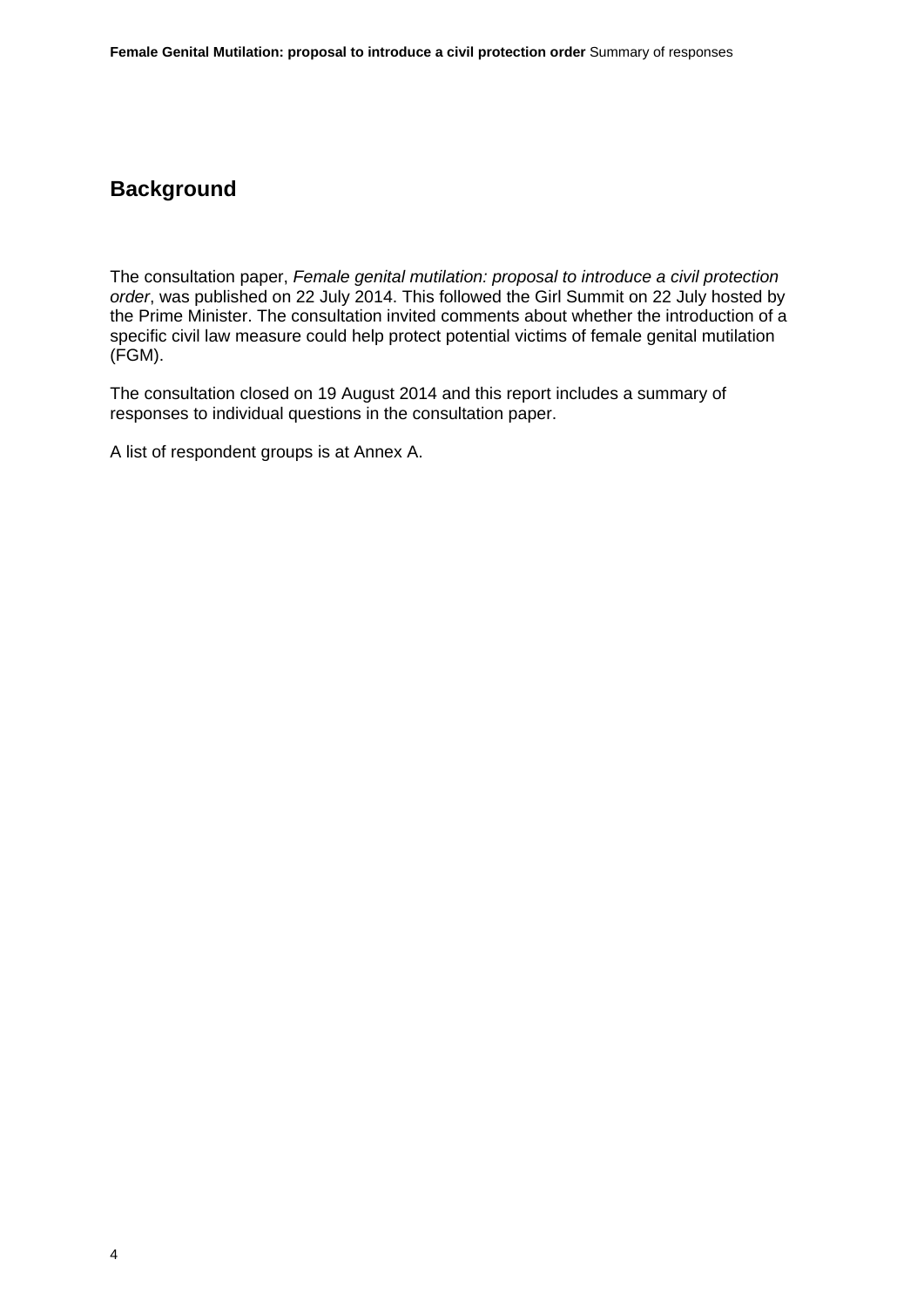## Background

The consultation paper, *Female genital mutilation: proposal to introduce a civil protection order*, was published on 22 July 2014. This followed the Girl Summit on 22 July hosted by the Prime Minister. The consultation invited comments about whether the introduction of a specific civil law measure could help protect potential victims of female genital mutilation (FGM).

The consultation closed on 19 August 2014 and this report includes a summary of responses to individual questions in the consultation paper.

A list of respondent groups is at Annex A.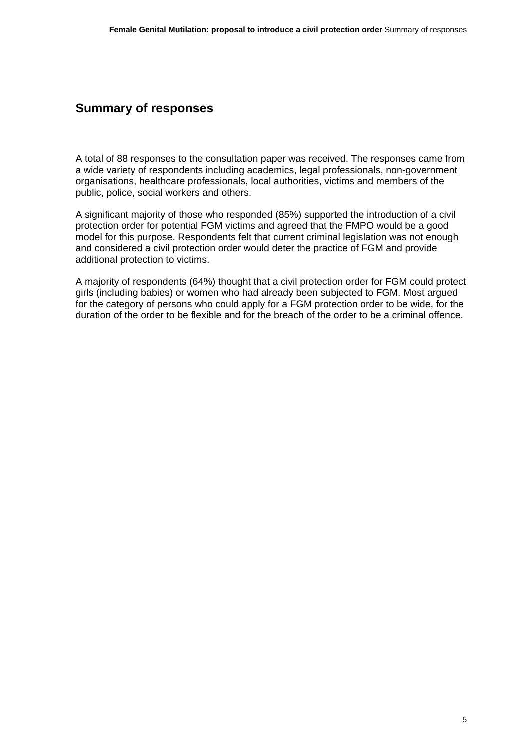# Summary of responses

A total of 88 responses to the consultation paper was received. The responses came from a wide variety of respondents including academics, legal professionals, non-government organisations, healthcare professionals, local authorities, victims and members of the public, police, social workers and others.

A significant majority of those who responded (85%) supported the introduction of a civil protection order for potential FGM victims and agreed that the FMPO would be a good model for this purpose. Respondents felt that current criminal legislation was not enough and considered a civil protection order would deter the practice of FGM and provide additional protection to victims.

A majority of respondents (64%) thought that a civil protection order for FGM could protect girls (including babies) or women who had already been subjected to FGM. Most argued for the category of persons who could apply for a FGM protection order to be wide, for the duration of the order to be flexible and for the breach of the order to be a criminal offence.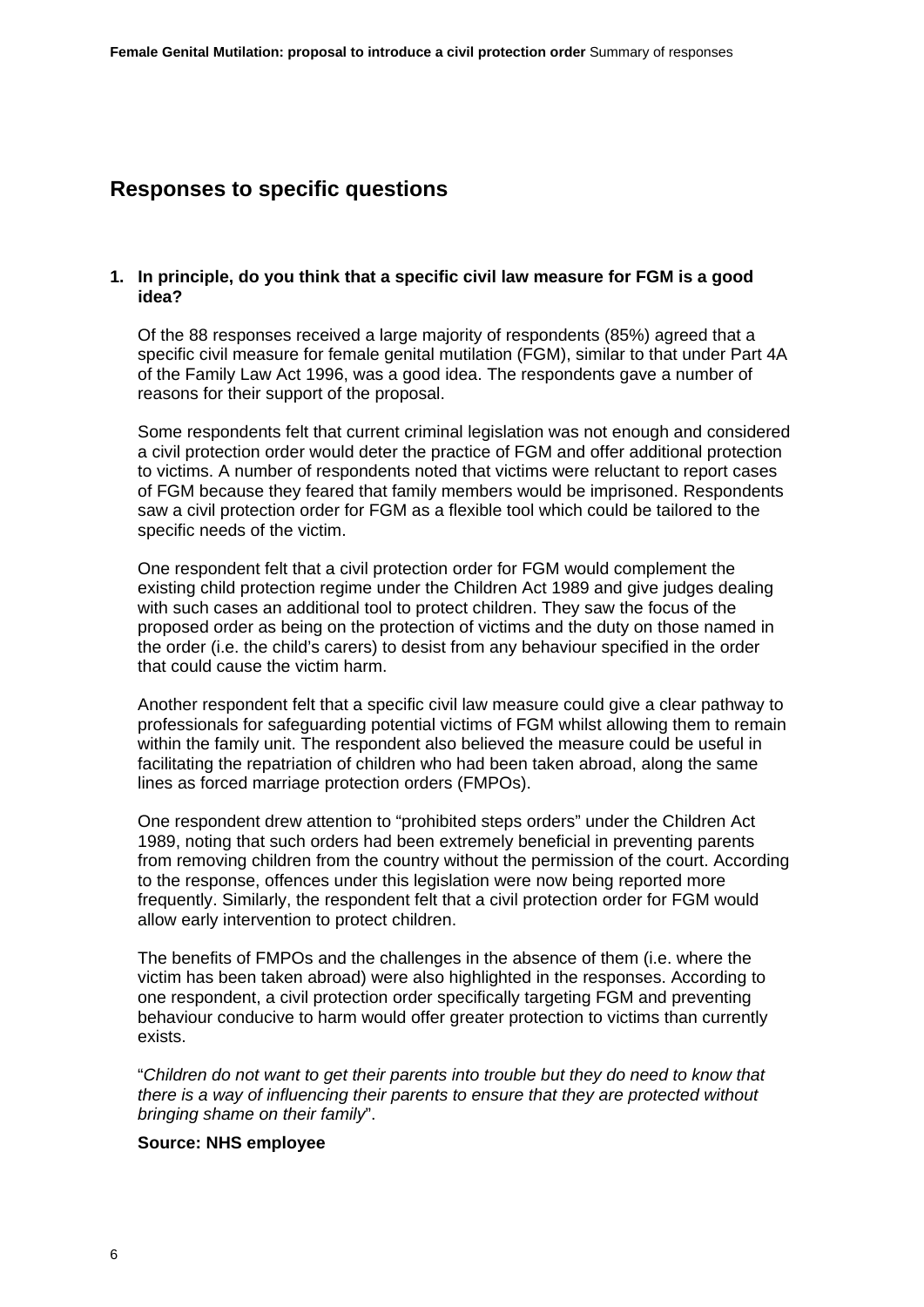## Responses to specific questions

**1. In principle, do you think that a specific civil law measure for FGM is a good idea?**

Of the 88 responses received a large majority of respondents (85%) agreed that a specific civil measure for female genital mutilation (FGM), similar to that under Part 4A of the Family Law Act 1996, was a good idea. The respondents gave a number of reasons for their support of the proposal.

Some respondents felt that current criminal legislation was not enough and considered a civil protection order would deter the practice of FGM and offer additional protection to victims. A number of respondents noted that victims were reluctant to report cases of FGM because they feared that family members would be imprisoned. Respondents saw a civil protection order for FGM as a flexible tool which could be tailored to the specific needs of the victim.

One respondent felt that a civil protection order for FGM would complement the existing child protection regime under the Children Act 1989 and give judges dealing with such cases an additional tool to protect children. They saw the focus of the proposed order as being on the protection of victims and the duty on those named in the order (i.e. the child's carers) to desist from any behaviour specified in the order that could cause the victim harm.

Another respondent felt that a specific civil law measure could give a clear pathway to professionals for safeguarding potential victims of FGM whilst allowing them to remain within the family unit. The respondent also believed the measure could be useful in facilitating the repatriation of children who had been taken abroad, along the same lines as forced marriage protection orders (FMPOs).

One respondent drew attention to "prohibited steps orders" under the Children Act 1989, noting that such orders had been extremely beneficial in preventing parents from removing children from the country without the permission of the court. According to the response, offences under this legislation were now being reported more frequently. Similarly, the respondent felt that a civil protection order for FGM would allow early intervention to protect children.

The benefits of FMPOs and the challenges in the absence of them (i.e. where the victim has been taken abroad) were also highlighted in the responses. According to one respondent, a civil protection order specifically targeting FGM and preventing behaviour conducive to harm would offer greater protection to victims than currently exists.

"*Children do not want to get their parents into trouble but they do need to know that there is a way of influencing their parents to ensure that they are protected without bringing shame on their family*".

**Source: NHS employee**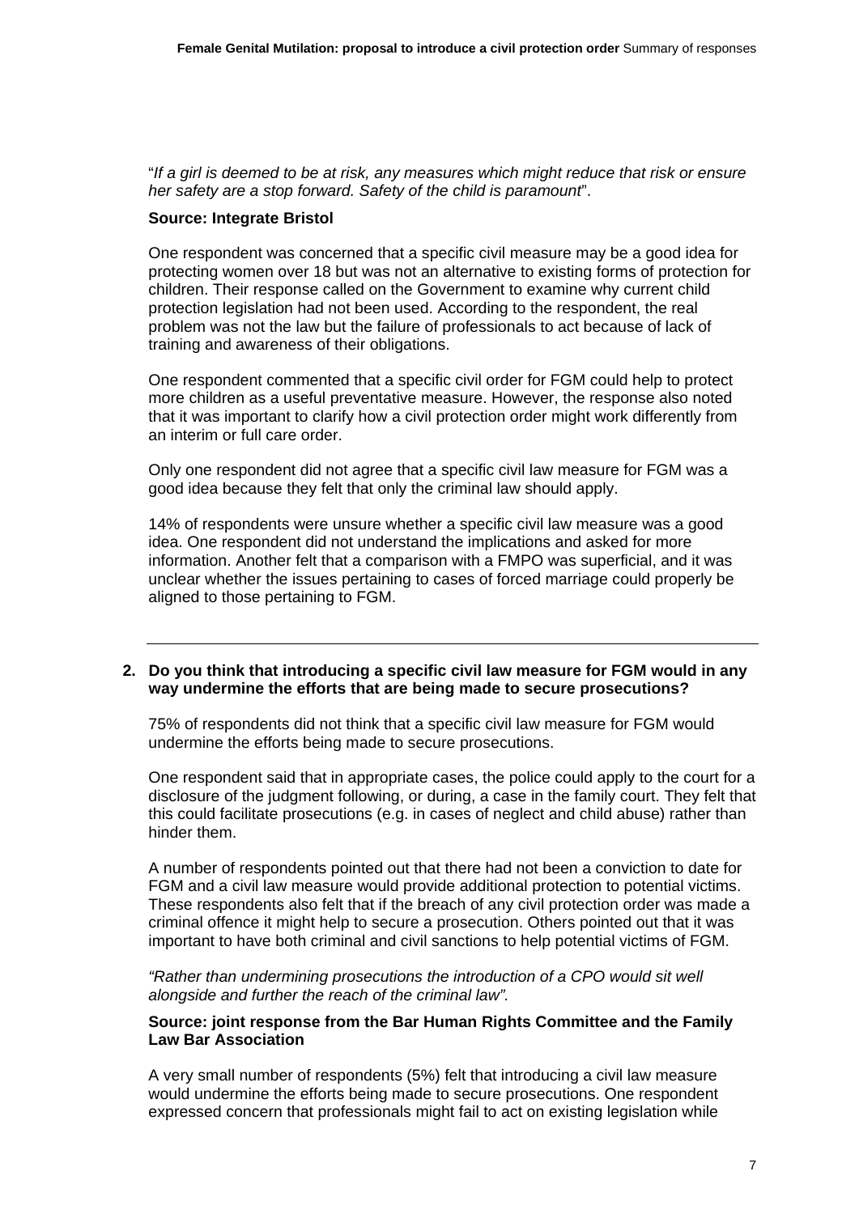"*If a girl is deemed to be at risk, any measures which might reduce that risk or ensure her safety are a stop forward. Safety of the child is paramount*".

**Source: Integrate Bristol**

One respondent was concerned that a specific civil measure may be a good idea for protecting women over 18 but was not an alternative to existing forms of protection for children. Their response called on the Government to examine why current child protection legislation had not been used. According to the respondent, the real problem was not the law but the failure of professionals to act because of lack of training and awareness of their obligations.

One respondent commented that a specific civil order for FGM could help to protect more children as a useful preventative measure. However, the response also noted that it was important to clarify how a civil protection order might work differently from an interim or full care order.

Only one respondent did not agree that a specific civil law measure for FGM was a good idea because they felt that only the criminal law should apply.

14% of respondents were unsure whether a specific civil law measure was a good idea. One respondent did not understand the implications and asked for more information. Another felt that a comparison with a FMPO was superficial, and it was unclear whether the issues pertaining to cases of forced marriage could properly be aligned to those pertaining to FGM.

---

**2. Do you think that introducing a specific civil law measure for FGM would in any way undermine the efforts that are being made to secure prosecutions?**

75% of respondents did not think that a specific civil law measure for FGM would undermine the efforts being made to secure prosecutions.

One respondent said that in appropriate cases, the police could apply to the court for a disclosure of the judgment following, or during, a case in the family court. They felt that this could facilitate prosecutions (e.g. in cases of neglect and child abuse) rather than hinder them.

A number of respondents pointed out that there had not been a conviction to date for FGM and a civil law measure would provide additional protection to potential victims. These respondents also felt that if the breach of any civil protection order was made a criminal offence it might help to secure a prosecution. Others pointed out that it was important to have both criminal and civil sanctions to help potential victims of FGM.

*"Rather than undermining prosecutions the introduction of a CPO would sit well alongside and further the reach of the criminal law".*

**Source: joint response from the Bar Human Rights Committee and the Family Law Bar Association**

A very small number of respondents (5%) felt that introducing a civil law measure would undermine the efforts being made to secure prosecutions. One respondent expressed concern that professionals might fail to act on existing legislation while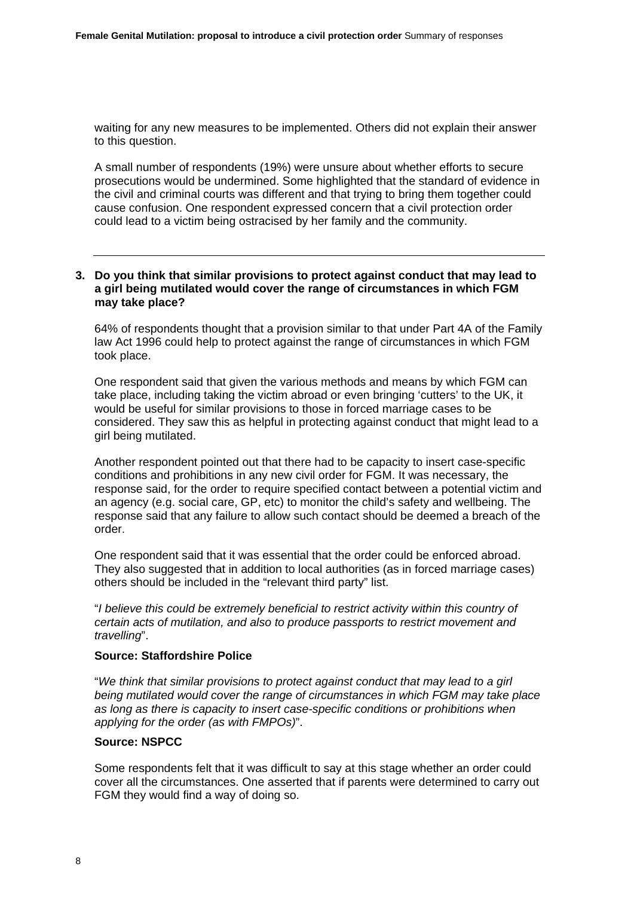waiting for any new measures to be implemented. Others did not explain their answer to this question.

A small number of respondents (19%) were unsure about whether efforts to secure prosecutions would be undermined. Some highlighted that the standard of evidence in the civil and criminal courts was different and that trying to bring them together could cause confusion. One respondent expressed concern that a civil protection order could lead to a victim being ostracised by her family and the community.

---

**3. Do you think that similar provisions to protect against conduct that may lead to a girl being mutilated would cover the range of circumstances in which FGM may take place?**

64% of respondents thought that a provision similar to that under Part 4A of the Family law Act 1996 could help to protect against the range of circumstances in which FGM took place.

One respondent said that given the various methods and means by which FGM can take place, including taking the victim abroad or even bringing 'cutters' to the UK, it would be useful for similar provisions to those in forced marriage cases to be considered. They saw this as helpful in protecting against conduct that might lead to a girl being mutilated.

Another respondent pointed out that there had to be capacity to insert case-specific conditions and prohibitions in any new civil order for FGM. It was necessary, the response said, for the order to require specified contact between a potential victim and an agency (e.g. social care, GP, etc) to monitor the child's safety and wellbeing. The response said that any failure to allow such contact should be deemed a breach of the order.

One respondent said that it was essential that the order could be enforced abroad. They also suggested that in addition to local authorities (as in forced marriage cases) others should be included in the "relevant third party" list.

"*I believe this could be extremely beneficial to restrict activity within this country of certain acts of mutilation, and also to produce passports to restrict movement and travelling*".

**Source: Staffordshire Police**

"*We think that similar provisions to protect against conduct that may lead to a girl being mutilated would cover the range of circumstances in which FGM may take place as long as there is capacity to insert case-specific conditions or prohibitions when applying for the order (as with FMPOs)*".

**Source: NSPCC**

Some respondents felt that it was difficult to say at this stage whether an order could cover all the circumstances. One asserted that if parents were determined to carry out FGM they would find a way of doing so.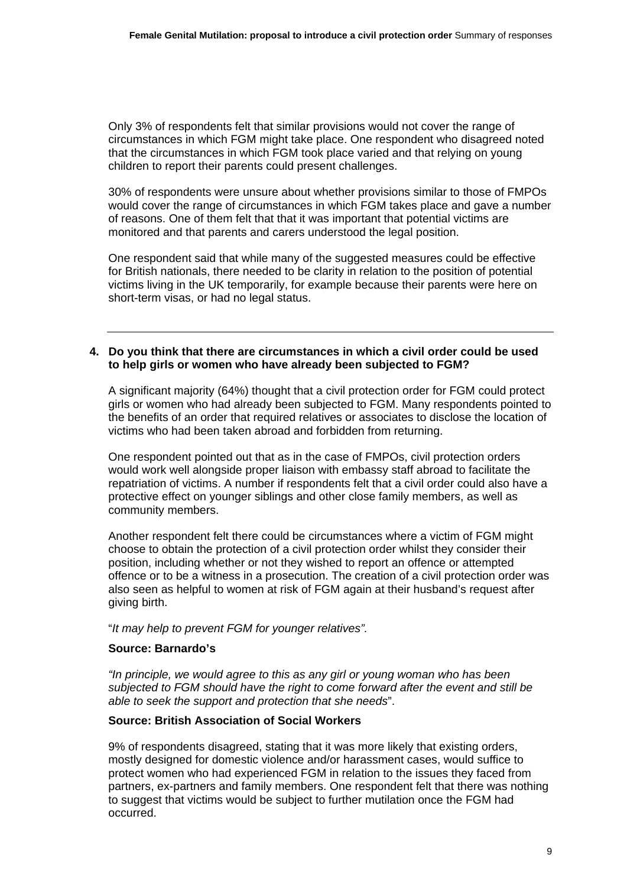Only 3% of respondents felt that similar provisions would not cover the range of circumstances in which FGM might take place. One respondent who disagreed noted that the circumstances in which FGM took place varied and that relying on young children to report their parents could present challenges.

30% of respondents were unsure about whether provisions similar to those of FMPOs would cover the range of circumstances in which FGM takes place and gave a number of reasons. One of them felt that that it was important that potential victims are monitored and that parents and carers understood the legal position.

One respondent said that while many of the suggested measures could be effective for British nationals, there needed to be clarity in relation to the position of potential victims living in the UK temporarily, for example because their parents were here on short-term visas, or had no legal status.

---

**4. Do you think that there are circumstances in which a civil order could be used to help girls or women who have already been subjected to FGM?**

A significant majority (64%) thought that a civil protection order for FGM could protect girls or women who had already been subjected to FGM. Many respondents pointed to the benefits of an order that required relatives or associates to disclose the location of victims who had been taken abroad and forbidden from returning.

One respondent pointed out that as in the case of FMPOs, civil protection orders would work well alongside proper liaison with embassy staff abroad to facilitate the repatriation of victims. A number if respondents felt that a civil order could also have a protective effect on younger siblings and other close family members, as well as community members.

Another respondent felt there could be circumstances where a victim of FGM might choose to obtain the protection of a civil protection order whilst they consider their position, including whether or not they wished to report an offence or attempted offence or to be a witness in a prosecution. The creation of a civil protection order was also seen as helpful to women at risk of FGM again at their husband's request after giving birth.

"*It may help to prevent FGM for younger relatives".*

**Source: Barnardo's**

*"In principle, we would agree to this as any girl or young woman who has been subjected to FGM should have the right to come forward after the event and still be able to seek the support and protection that she needs*".

**Source: British Association of Social Workers**

9% of respondents disagreed, stating that it was more likely that existing orders, mostly designed for domestic violence and/or harassment cases, would suffice to protect women who had experienced FGM in relation to the issues they faced from partners, ex-partners and family members. One respondent felt that there was nothing to suggest that victims would be subject to further mutilation once the FGM had occurred.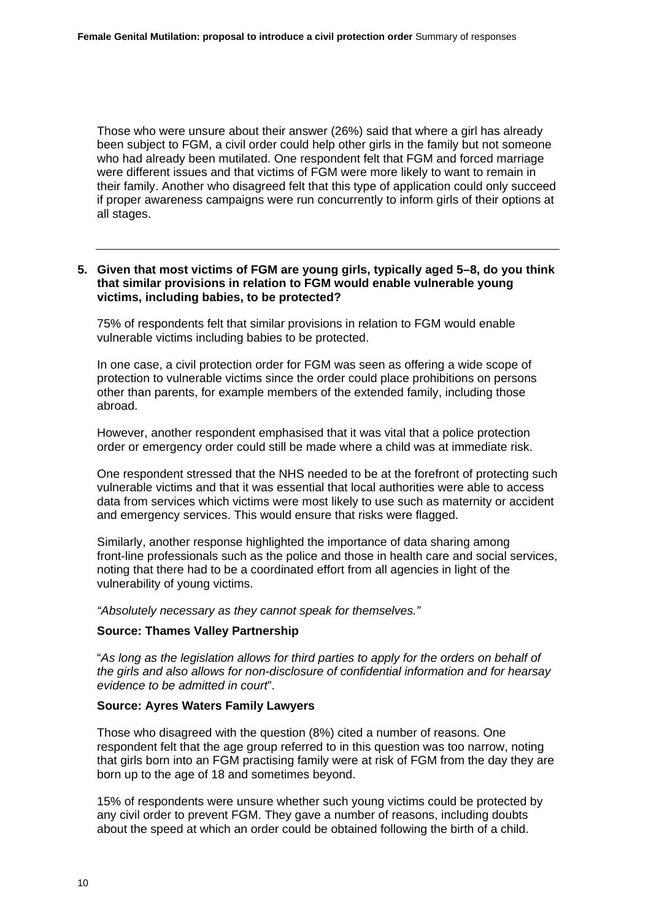Those who were unsure about their answer (26%) said that where a girl has already been subject to FGM, a civil order could help other girls in the family but not someone who had already been mutilated. One respondent felt that FGM and forced marriage were different issues and that victims of FGM were more likely to want to remain in their family. Another who disagreed felt that this type of application could only succeed if proper awareness campaigns were run concurrently to inform girls of their options at all stages.

---

**5. Given that most victims of FGM are young girls, typically aged 5–8, do you think that similar provisions in relation to FGM would enable vulnerable young victims, including babies, to be protected?**

75% of respondents felt that similar provisions in relation to FGM would enable vulnerable victims including babies to be protected.

In one case, a civil protection order for FGM was seen as offering a wide scope of protection to vulnerable victims since the order could place prohibitions on persons other than parents, for example members of the extended family, including those abroad.

However, another respondent emphasised that it was vital that a police protection order or emergency order could still be made where a child was at immediate risk.

One respondent stressed that the NHS needed to be at the forefront of protecting such vulnerable victims and that it was essential that local authorities were able to access data from services which victims were most likely to use such as maternity or accident and emergency services. This would ensure that risks were flagged.

Similarly, another response highlighted the importance of data sharing among front-line professionals such as the police and those in health care and social services, noting that there had to be a coordinated effort from all agencies in light of the vulnerability of young victims.

*"Absolutely necessary as they cannot speak for themselves."*

**Source: Thames Valley Partnership**

"*As long as the legislation allows for third parties to apply for the orders on behalf of the girls and also allows for non-disclosure of confidential information and for hearsay evidence to be admitted in court*".

**Source: Ayres Waters Family Lawyers**

Those who disagreed with the question (8%) cited a number of reasons. One respondent felt that the age group referred to in this question was too narrow, noting that girls born into an FGM practising family were at risk of FGM from the day they are born up to the age of 18 and sometimes beyond.

15% of respondents were unsure whether such young victims could be protected by any civil order to prevent FGM. They gave a number of reasons, including doubts about the speed at which an order could be obtained following the birth of a child.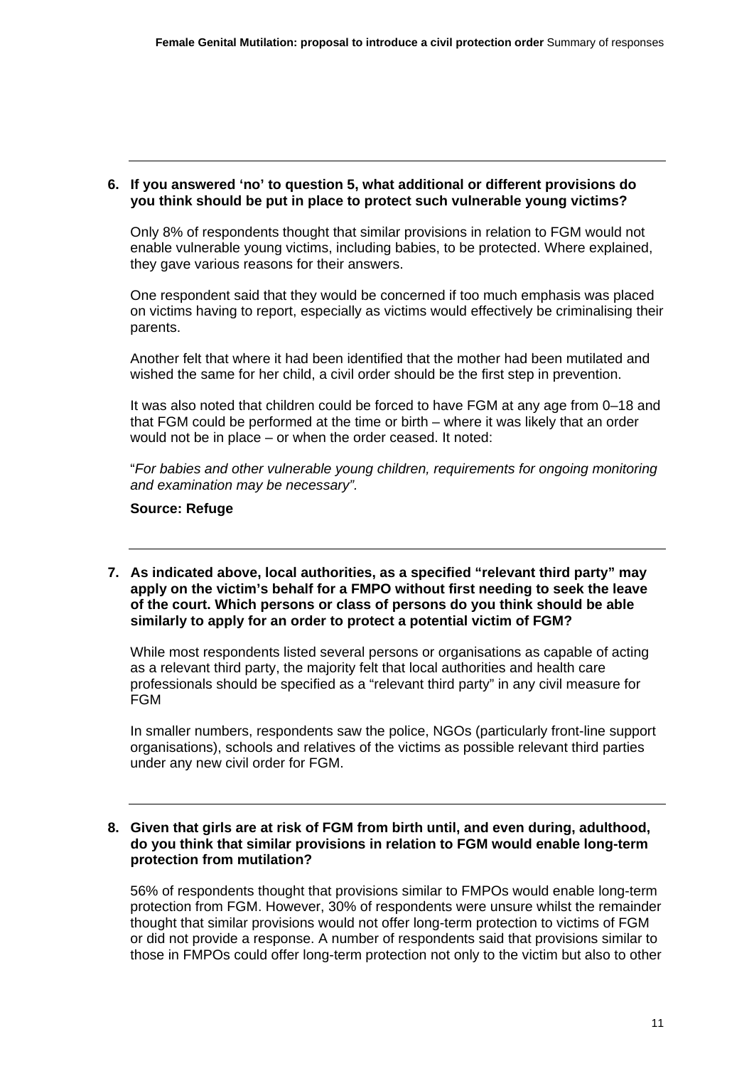---

**6. If you answered 'no' to question 5, what additional or different provisions do you think should be put in place to protect such vulnerable young victims?**

Only 8% of respondents thought that similar provisions in relation to FGM would not enable vulnerable young victims, including babies, to be protected. Where explained, they gave various reasons for their answers.

One respondent said that they would be concerned if too much emphasis was placed on victims having to report, especially as victims would effectively be criminalising their parents.

Another felt that where it had been identified that the mother had been mutilated and wished the same for her child, a civil order should be the first step in prevention.

It was also noted that children could be forced to have FGM at any age from 0–18 and that FGM could be performed at the time or birth – where it was likely that an order would not be in place – or when the order ceased. It noted:

"*For babies and other vulnerable young children, requirements for ongoing monitoring and examination may be necessary".*

**Source: Refuge**

---

**7. As indicated above, local authorities, as a specified "relevant third party" may apply on the victim's behalf for a FMPO without first needing to seek the leave of the court. Which persons or class of persons do you think should be able similarly to apply for an order to protect a potential victim of FGM?**

While most respondents listed several persons or organisations as capable of acting as a relevant third party, the majority felt that local authorities and health care professionals should be specified as a "relevant third party" in any civil measure for FGM

In smaller numbers, respondents saw the police, NGOs (particularly front-line support organisations), schools and relatives of the victims as possible relevant third parties under any new civil order for FGM.

---

**8. Given that girls are at risk of FGM from birth until, and even during, adulthood, do you think that similar provisions in relation to FGM would enable long-term protection from mutilation?**

56% of respondents thought that provisions similar to FMPOs would enable long-term protection from FGM. However, 30% of respondents were unsure whilst the remainder thought that similar provisions would not offer long-term protection to victims of FGM or did not provide a response. A number of respondents said that provisions similar to those in FMPOs could offer long-term protection not only to the victim but also to other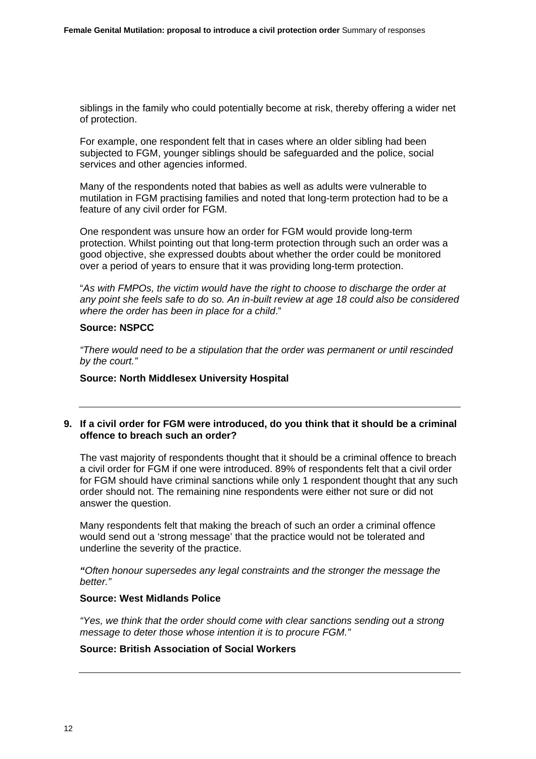siblings in the family who could potentially become at risk, thereby offering a wider net of protection.

For example, one respondent felt that in cases where an older sibling had been subjected to FGM, younger siblings should be safeguarded and the police, social services and other agencies informed.

Many of the respondents noted that babies as well as adults were vulnerable to mutilation in FGM practising families and noted that long-term protection had to be a feature of any civil order for FGM.

One respondent was unsure how an order for FGM would provide long-term protection. Whilst pointing out that long-term protection through such an order was a good objective, she expressed doubts about whether the order could be monitored over a period of years to ensure that it was providing long-term protection.

"*As with FMPOs, the victim would have the right to choose to discharge the order at any point she feels safe to do so. An in-built review at age 18 could also be considered where the order has been in place for a child*."

**Source: NSPCC**

*"There would need to be a stipulation that the order was permanent or until rescinded by the court."*

**Source: North Middlesex University Hospital**

---

**9. If a civil order for FGM were introduced, do you think that it should be a criminal offence to breach such an order?**

The vast majority of respondents thought that it should be a criminal offence to breach a civil order for FGM if one were introduced. 89% of respondents felt that a civil order for FGM should have criminal sanctions while only 1 respondent thought that any such order should not. The remaining nine respondents were either not sure or did not answer the question.

Many respondents felt that making the breach of such an order a criminal offence would send out a 'strong message' that the practice would not be tolerated and underline the severity of the practice.

*"Often honour supersedes any legal constraints and the stronger the message the better."*

**Source: West Midlands Police**

*"Yes, we think that the order should come with clear sanctions sending out a strong message to deter those whose intention it is to procure FGM."*

**Source: British Association of Social Workers**

---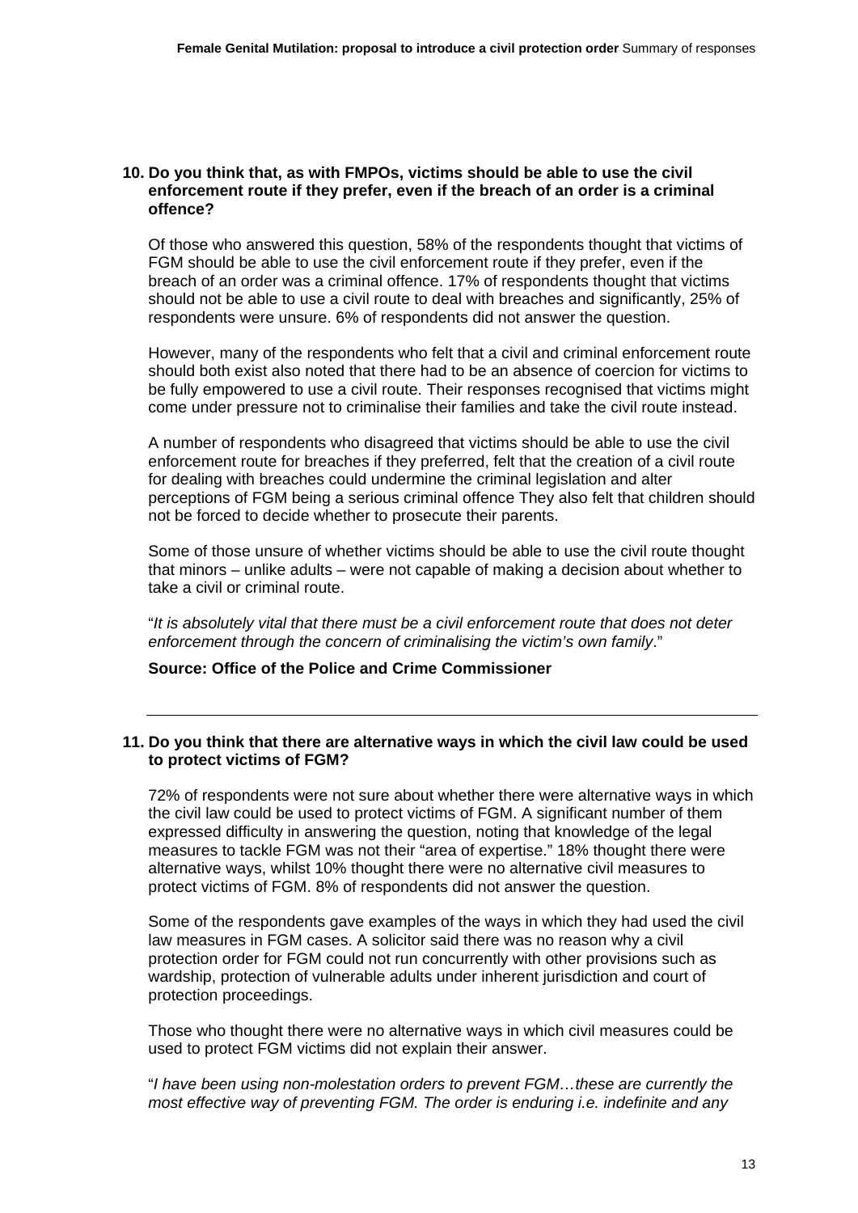**10. Do you think that, as with FMPOs, victims should be able to use the civil enforcement route if they prefer, even if the breach of an order is a criminal offence?**

Of those who answered this question, 58% of the respondents thought that victims of FGM should be able to use the civil enforcement route if they prefer, even if the breach of an order was a criminal offence. 17% of respondents thought that victims should not be able to use a civil route to deal with breaches and significantly, 25% of respondents were unsure. 6% of respondents did not answer the question.

However, many of the respondents who felt that a civil and criminal enforcement route should both exist also noted that there had to be an absence of coercion for victims to be fully empowered to use a civil route. Their responses recognised that victims might come under pressure not to criminalise their families and take the civil route instead.

A number of respondents who disagreed that victims should be able to use the civil enforcement route for breaches if they preferred, felt that the creation of a civil route for dealing with breaches could undermine the criminal legislation and alter perceptions of FGM being a serious criminal offence They also felt that children should not be forced to decide whether to prosecute their parents.

Some of those unsure of whether victims should be able to use the civil route thought that minors – unlike adults – were not capable of making a decision about whether to take a civil or criminal route.

"*It is absolutely vital that there must be a civil enforcement route that does not deter enforcement through the concern of criminalising the victim's own family*."

**Source: Office of the Police and Crime Commissioner**

---

**11. Do you think that there are alternative ways in which the civil law could be used to protect victims of FGM?**

72% of respondents were not sure about whether there were alternative ways in which the civil law could be used to protect victims of FGM. A significant number of them expressed difficulty in answering the question, noting that knowledge of the legal measures to tackle FGM was not their "area of expertise." 18% thought there were alternative ways, whilst 10% thought there were no alternative civil measures to protect victims of FGM. 8% of respondents did not answer the question.

Some of the respondents gave examples of the ways in which they had used the civil law measures in FGM cases. A solicitor said there was no reason why a civil protection order for FGM could not run concurrently with other provisions such as wardship, protection of vulnerable adults under inherent jurisdiction and court of protection proceedings.

Those who thought there were no alternative ways in which civil measures could be used to protect FGM victims did not explain their answer.

"*I have been using non-molestation orders to prevent FGM…these are currently the most effective way of preventing FGM. The order is enduring i.e. indefinite and any*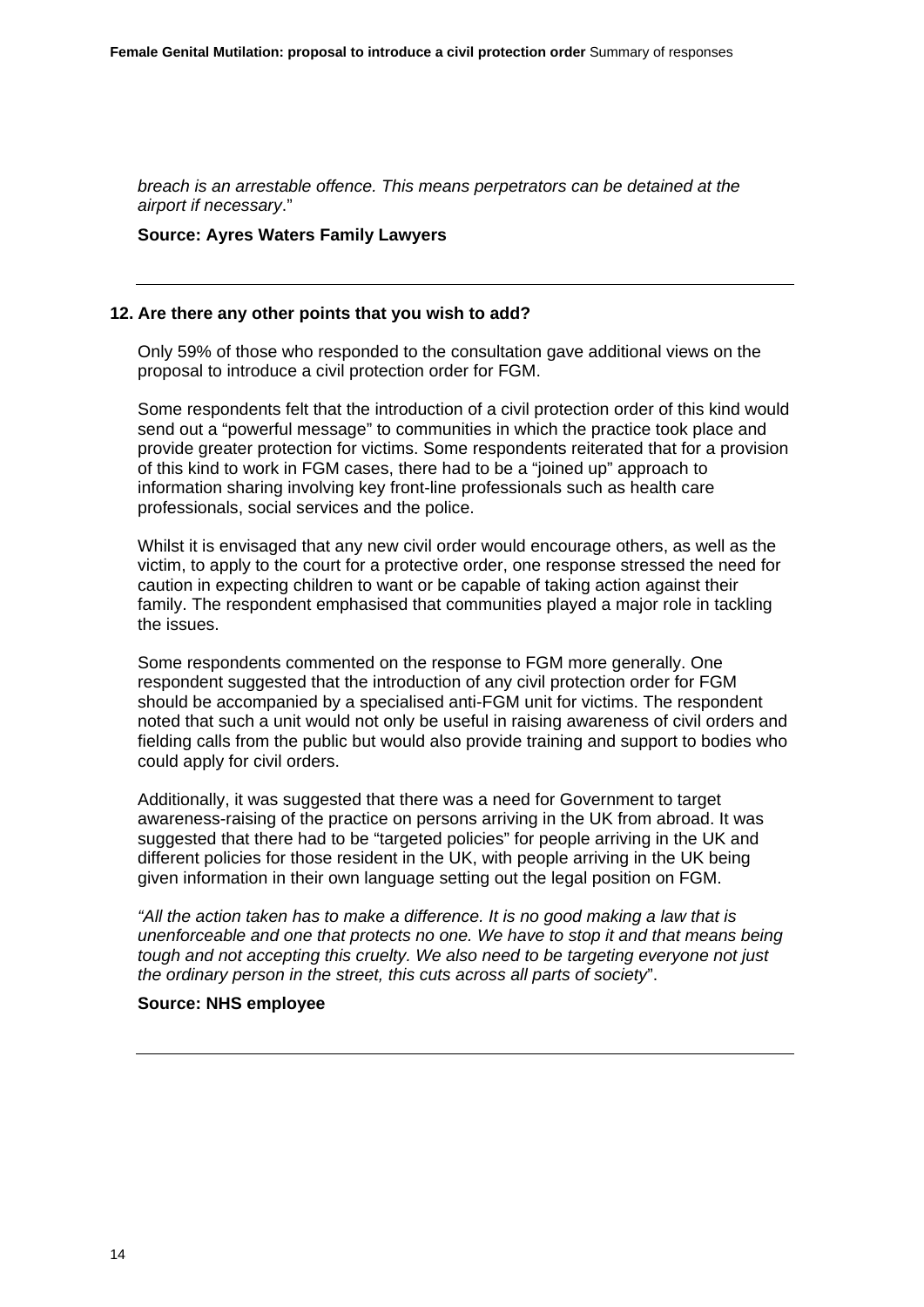*breach is an arrestable offence. This means perpetrators can be detained at the airport if necessary*."

**Source: Ayres Waters Family Lawyers**

---

**12. Are there any other points that you wish to add?**

Only 59% of those who responded to the consultation gave additional views on the proposal to introduce a civil protection order for FGM.

Some respondents felt that the introduction of a civil protection order of this kind would send out a "powerful message" to communities in which the practice took place and provide greater protection for victims. Some respondents reiterated that for a provision of this kind to work in FGM cases, there had to be a "joined up" approach to information sharing involving key front-line professionals such as health care professionals, social services and the police.

Whilst it is envisaged that any new civil order would encourage others, as well as the victim, to apply to the court for a protective order, one response stressed the need for caution in expecting children to want or be capable of taking action against their family. The respondent emphasised that communities played a major role in tackling the issues.

Some respondents commented on the response to FGM more generally. One respondent suggested that the introduction of any civil protection order for FGM should be accompanied by a specialised anti-FGM unit for victims. The respondent noted that such a unit would not only be useful in raising awareness of civil orders and fielding calls from the public but would also provide training and support to bodies who could apply for civil orders.

Additionally, it was suggested that there was a need for Government to target awareness-raising of the practice on persons arriving in the UK from abroad. It was suggested that there had to be "targeted policies" for people arriving in the UK and different policies for those resident in the UK, with people arriving in the UK being given information in their own language setting out the legal position on FGM.

*"All the action taken has to make a difference. It is no good making a law that is unenforceable and one that protects no one. We have to stop it and that means being tough and not accepting this cruelty. We also need to be targeting everyone not just the ordinary person in the street, this cuts across all parts of society*".

**Source: NHS employee**

---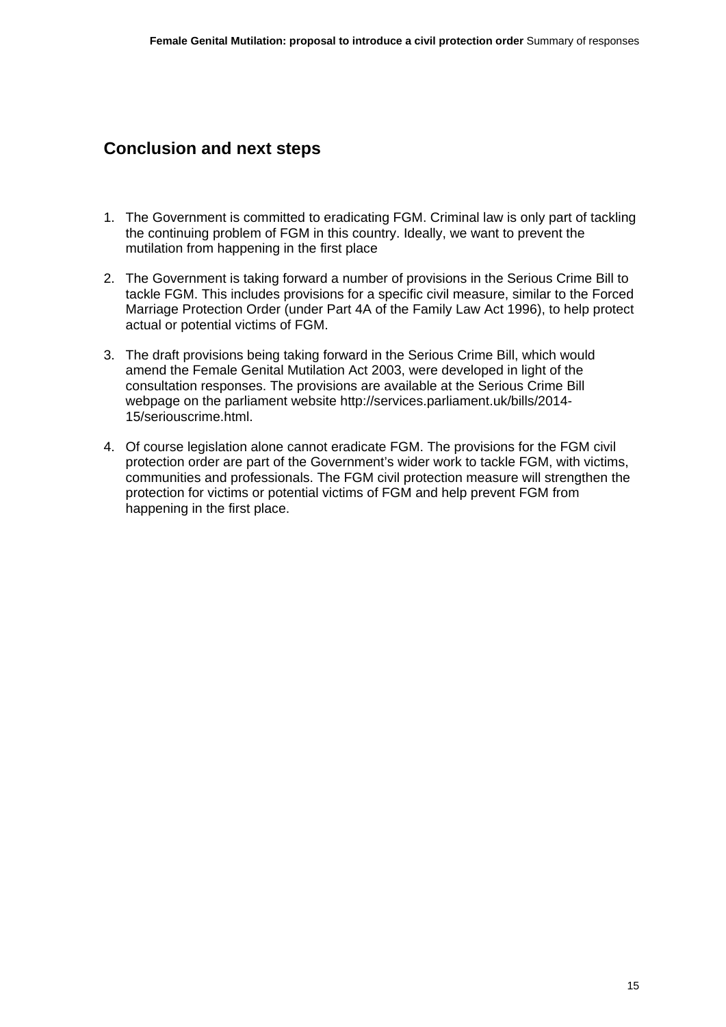## Conclusion and next steps

1. The Government is committed to eradicating FGM. Criminal law is only part of tackling the continuing problem of FGM in this country. Ideally, we want to prevent the mutilation from happening in the first place

2. The Government is taking forward a number of provisions in the Serious Crime Bill to tackle FGM. This includes provisions for a specific civil measure, similar to the Forced Marriage Protection Order (under Part 4A of the Family Law Act 1996), to help protect actual or potential victims of FGM.

3. The draft provisions being taking forward in the Serious Crime Bill, which would amend the Female Genital Mutilation Act 2003, were developed in light of the consultation responses. The provisions are available at the Serious Crime Bill webpage on the parliament website http://services.parliament.uk/bills/2014-15/seriouscrime.html.

4. Of course legislation alone cannot eradicate FGM. The provisions for the FGM civil protection order are part of the Government's wider work to tackle FGM, with victims, communities and professionals. The FGM civil protection measure will strengthen the protection for victims or potential victims of FGM and help prevent FGM from happening in the first place.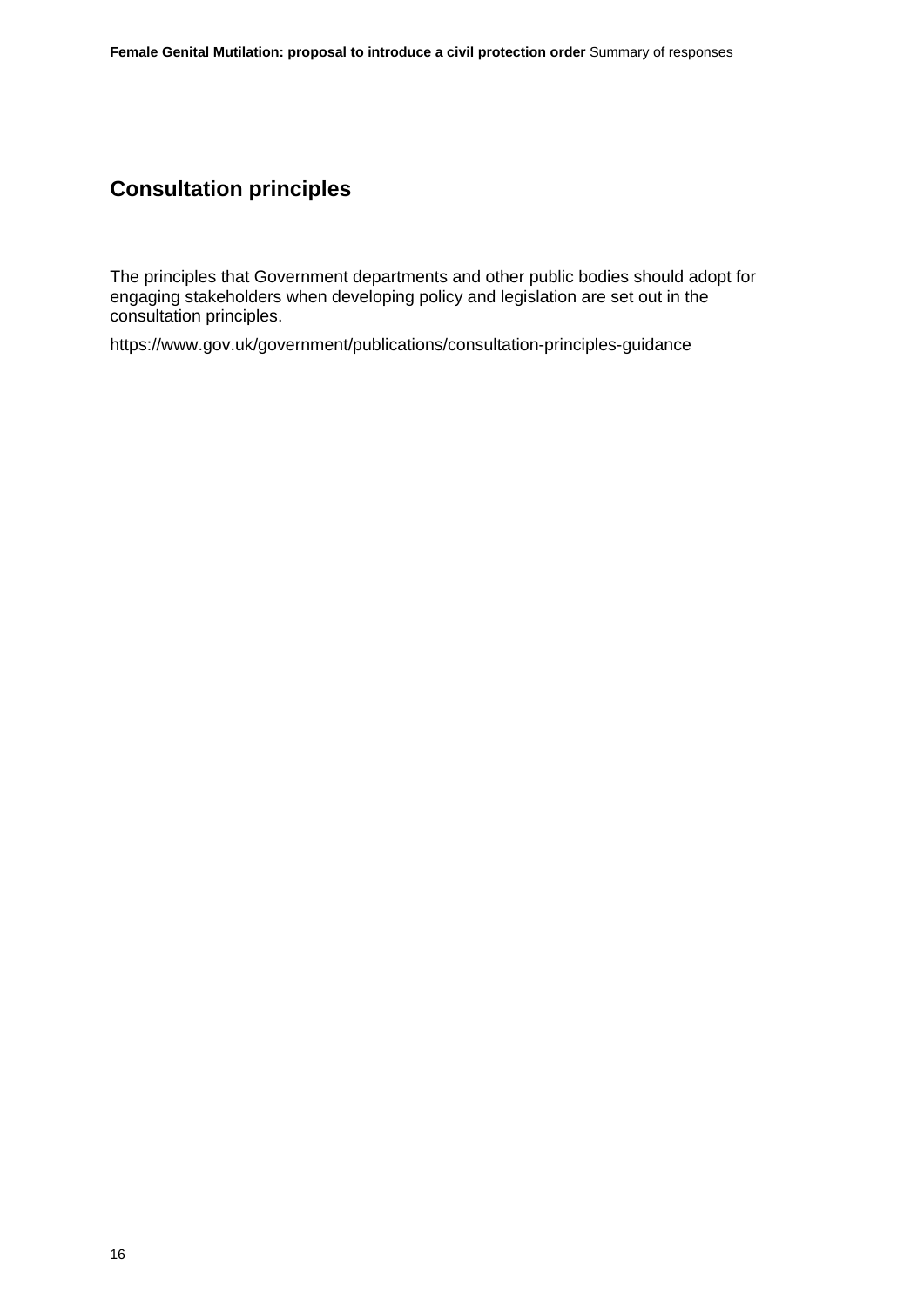## Consultation principles

The principles that Government departments and other public bodies should adopt for engaging stakeholders when developing policy and legislation are set out in the consultation principles.

https://www.gov.uk/government/publications/consultation-principles-guidance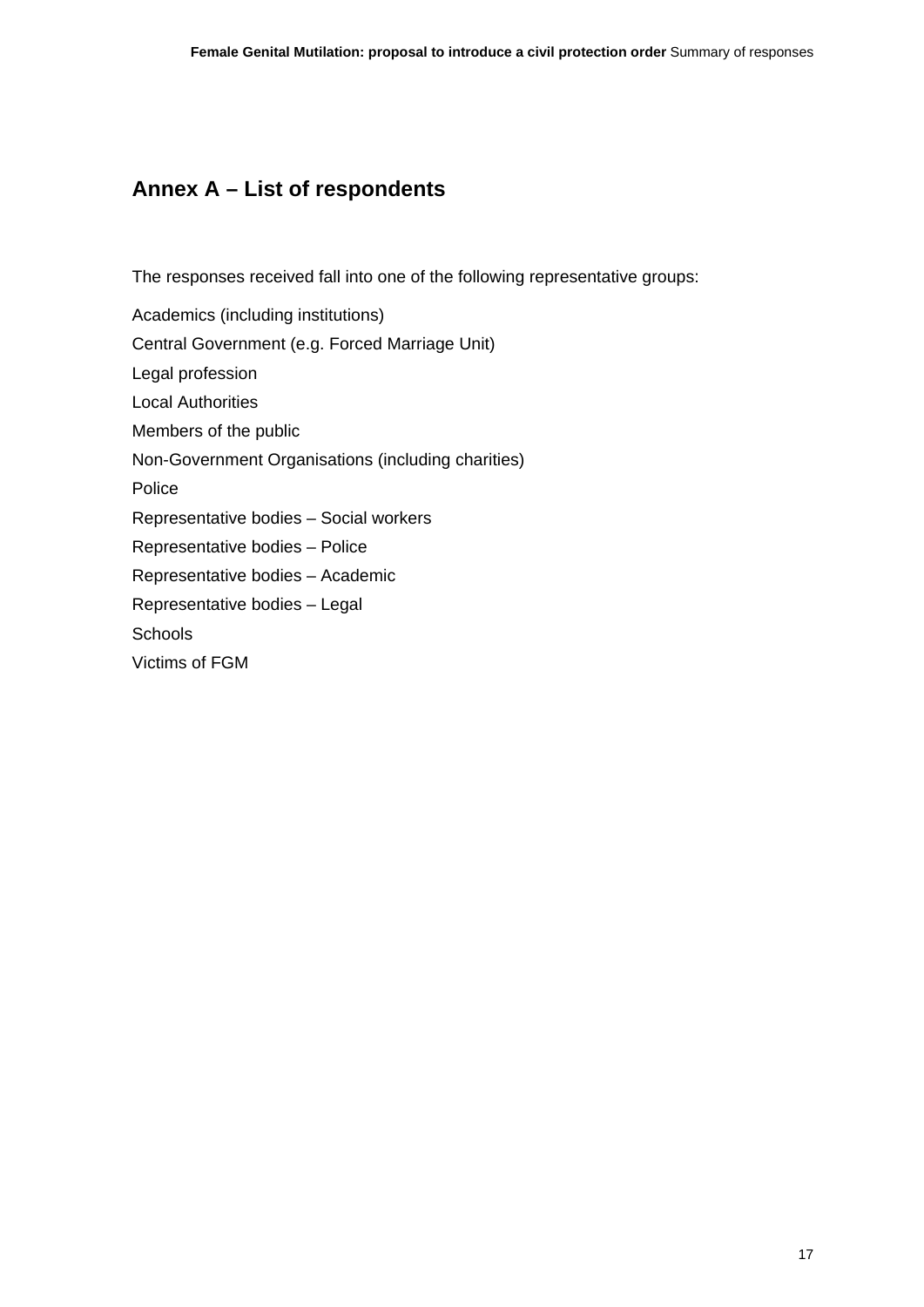## Annex A – List of respondents

The responses received fall into one of the following representative groups:

Academics (including institutions)

Central Government (e.g. Forced Marriage Unit)

Legal profession

Local Authorities

Members of the public

Non-Government Organisations (including charities)

Police

Representative bodies – Social workers

Representative bodies – Police

Representative bodies – Academic

Representative bodies – Legal

Schools

Victims of FGM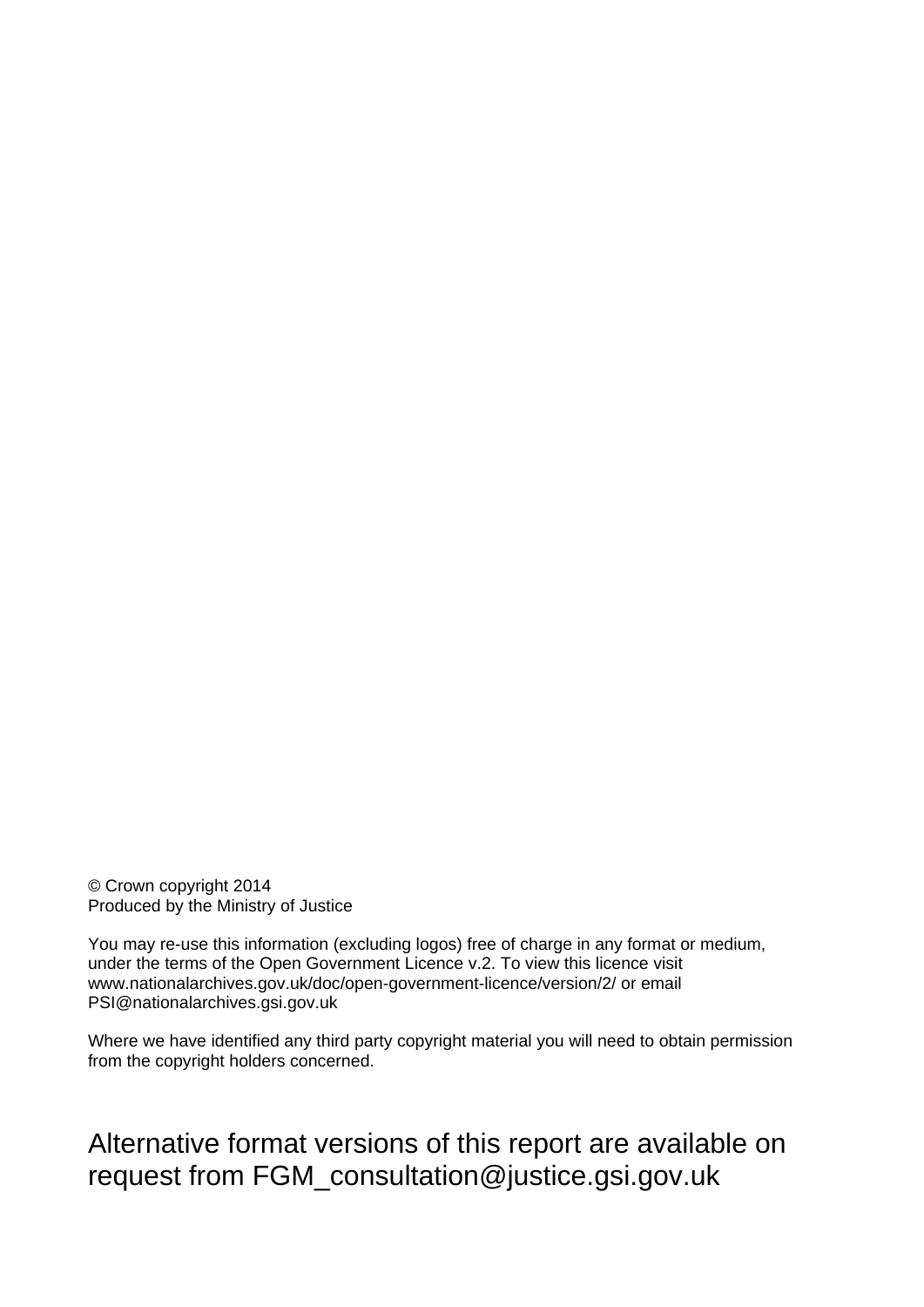© Crown copyright 2014
Produced by the Ministry of Justice

You may re-use this information (excluding logos) free of charge in any format or medium, under the terms of the Open Government Licence v.2. To view this licence visit www.nationalarchives.gov.uk/doc/open-government-licence/version/2/ or email PSI@nationalarchives.gsi.gov.uk

Where we have identified any third party copyright material you will need to obtain permission from the copyright holders concerned.

Alternative format versions of this report are available on request from FGM_consultation@justice.gsi.gov.uk